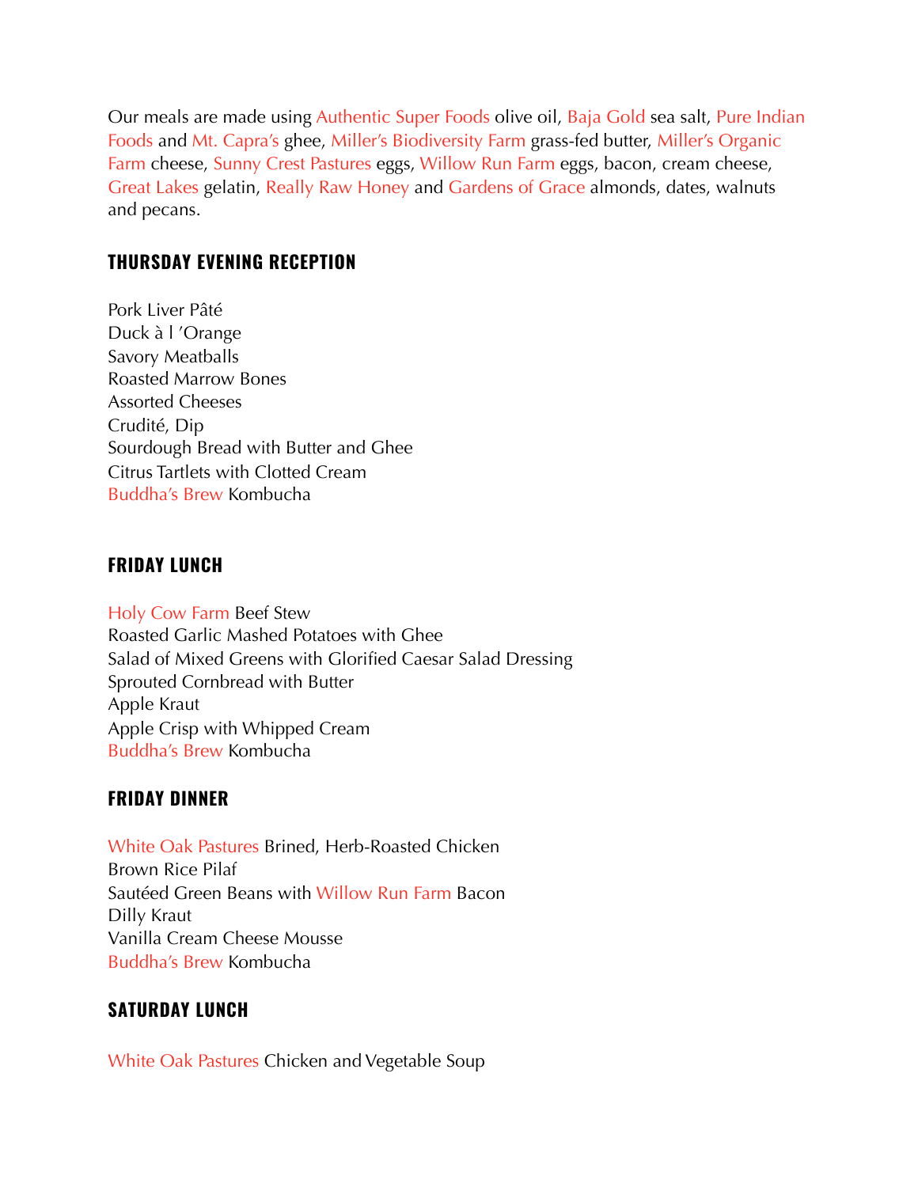Our meals are made using Authentic Super Foods olive oil, Baja Gold sea salt, Pure Indian Foods and Mt. Capra's ghee, Miller's Biodiversity Farm grass-fed butter, Miller's Organic Farm cheese, Sunny Crest Pastures eggs, Willow Run Farm eggs, bacon, cream cheese, Great Lakes gelatin, Really Raw Honey and Gardens of Grace almonds, dates, walnuts and pecans.

## THURSDAY EVENING RECEPTION

Pork Liver Pâté  
Duck à l 'Orange  
Savory Meatballs  
Roasted Marrow Bones  
Assorted Cheeses  
Crudité, Dip  
Sourdough Bread with Butter and Ghee  
Citrus Tartlets with Clotted Cream  
Buddha's Brew Kombucha

## FRIDAY LUNCH

Holy Cow Farm Beef Stew  
Roasted Garlic Mashed Potatoes with Ghee  
Salad of Mixed Greens with Glorified Caesar Salad Dressing  
Sprouted Cornbread with Butter  
Apple Kraut  
Apple Crisp with Whipped Cream  
Buddha's Brew Kombucha

## FRIDAY DINNER

White Oak Pastures Brined, Herb-Roasted Chicken  
Brown Rice Pilaf  
Sautéed Green Beans with Willow Run Farm Bacon  
Dilly Kraut  
Vanilla Cream Cheese Mousse  
Buddha's Brew Kombucha

## SATURDAY LUNCH

White Oak Pastures Chicken and Vegetable Soup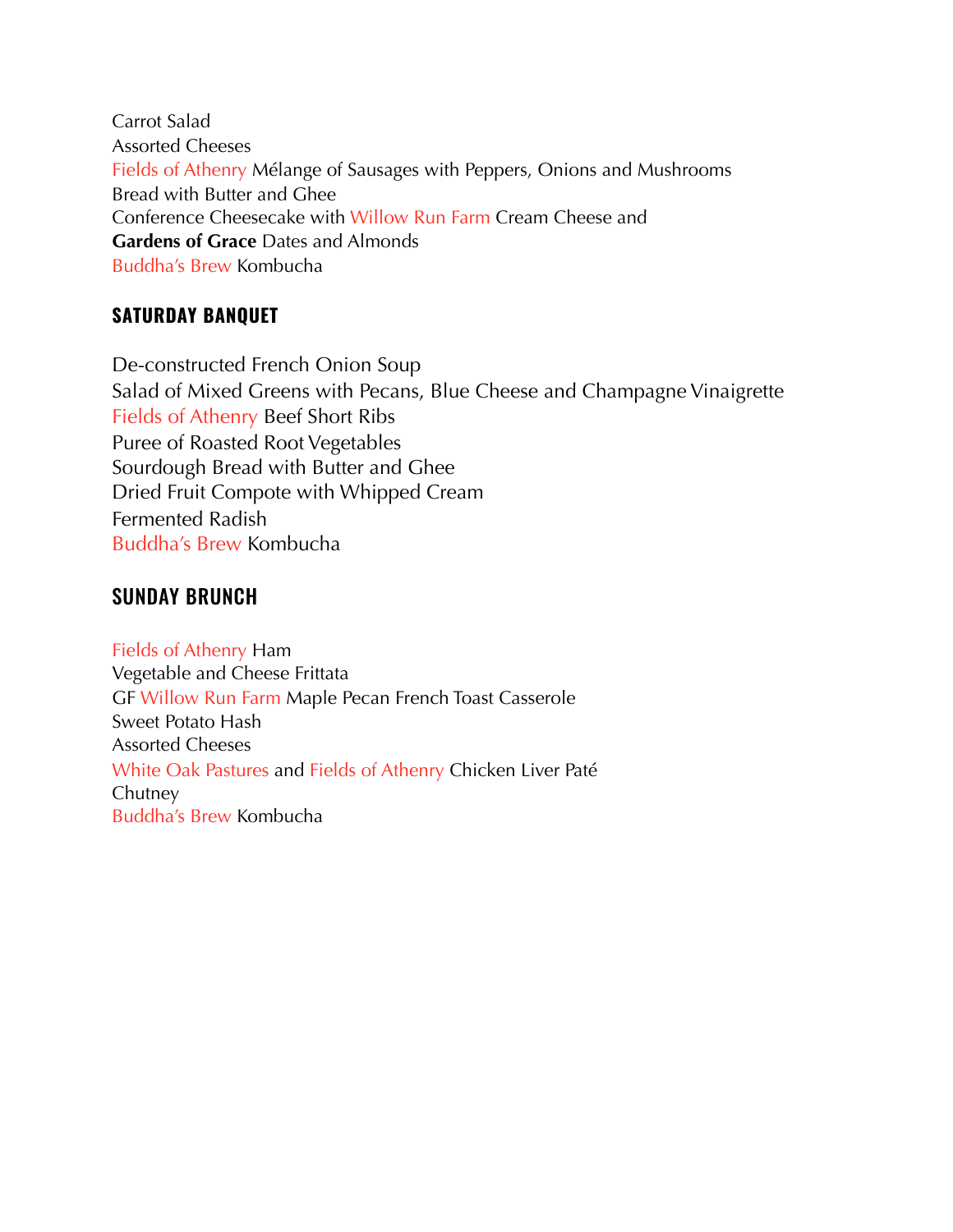Carrot Salad
Assorted Cheeses
Fields of Athenry Mélange of Sausages with Peppers, Onions and Mushrooms
Bread with Butter and Ghee
Conference Cheesecake with Willow Run Farm Cream Cheese and
**Gardens of Grace** Dates and Almonds
Buddha's Brew Kombucha

## SATURDAY BANQUET

De-constructed French Onion Soup
Salad of Mixed Greens with Pecans, Blue Cheese and Champagne Vinaigrette
Fields of Athenry Beef Short Ribs
Puree of Roasted Root Vegetables
Sourdough Bread with Butter and Ghee
Dried Fruit Compote with Whipped Cream
Fermented Radish
Buddha's Brew Kombucha

## SUNDAY BRUNCH

Fields of Athenry Ham
Vegetable and Cheese Frittata
GF Willow Run Farm Maple Pecan French Toast Casserole
Sweet Potato Hash
Assorted Cheeses
White Oak Pastures and Fields of Athenry Chicken Liver Paté
Chutney
Buddha's Brew Kombucha